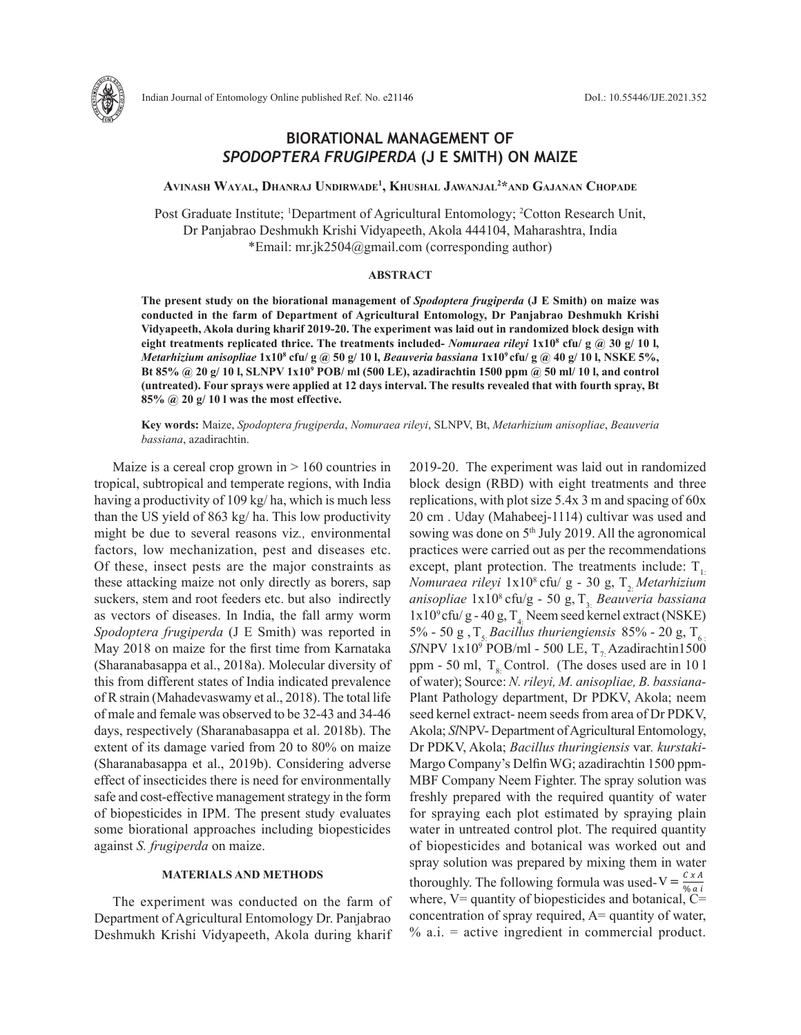# BIORATIONAL MANAGEMENT OF *SPODOPTERA FRUGIPERDA* (J E SMITH) ON MAIZE

**Avinash Wayal, Dhanraj Undirwade[1], Khushal Jawanjal[2]\*and Gajanan Chopade**

Post Graduate Institute; [1]Department of Agricultural Entomology; [2]Cotton Research Unit, Dr Panjabrao Deshmukh Krishi Vidyapeeth, Akola 444104, Maharashtra, India
\*Email: mr.jk2504@gmail.com (corresponding author)

### ABSTRACT

**The present study on the biorational management of *Spodoptera frugiperda* (J E Smith) on maize was conducted in the farm of Department of Agricultural Entomology, Dr Panjabrao Deshmukh Krishi Vidyapeeth, Akola during kharif 2019-20. The experiment was laid out in randomized block design with eight treatments replicated thrice. The treatments included- *Nomuraea rileyi* 1x10$^8$ cfu/ g @ 30 g/ 10 l, *Metarhizium anisopliae* 1x10$^8$ cfu/ g @ 50 g/ 10 l, *Beauveria bassiana* 1x10$^9$ cfu/ g @ 40 g/ 10 l, NSKE 5%, Bt 85% @ 20 g/ 10 l, SLNPV 1x10$^9$ POB/ ml (500 LE), azadirachtin 1500 ppm @ 50 ml/ 10 l, and control (untreated). Four sprays were applied at 12 days interval. The results revealed that with fourth spray, Bt 85% @ 20 g/ 10 l was the most effective.**

**Key words:** Maize, *Spodoptera frugiperda*, *Nomuraea rileyi*, SLNPV, Bt, *Metarhizium anisopliae*, *Beauveria bassiana*, azadirachtin.

Maize is a cereal crop grown in > 160 countries in tropical, subtropical and temperate regions, with India having a productivity of 109 kg/ ha, which is much less than the US yield of 863 kg/ ha. This low productivity might be due to several reasons viz*.,* environmental factors, low mechanization, pest and diseases etc. Of these, insect pests are the major constraints as these attacking maize not only directly as borers, sap suckers, stem and root feeders etc. but also indirectly as vectors of diseases. In India, the fall army worm *Spodoptera frugiperda* (J E Smith) was reported in May 2018 on maize for the first time from Karnataka (Sharanabasappa et al., 2018a). Molecular diversity of this from different states of India indicated prevalence of R strain (Mahadevaswamy et al., 2018). The total life of male and female was observed to be 32-43 and 34-46 days, respectively (Sharanabasappa et al. 2018b). The extent of its damage varied from 20 to 80% on maize (Sharanabasappa et al., 2019b). Considering adverse effect of insecticides there is need for environmentally safe and cost-effective management strategy in the form of biopesticides in IPM. The present study evaluates some biorational approaches including biopesticides against *S. frugiperda* on maize.

### MATERIALS AND METHODS

The experiment was conducted on the farm of Department of Agricultural Entomology Dr. Panjabrao Deshmukh Krishi Vidyapeeth, Akola during kharif 2019-20. The experiment was laid out in randomized block design (RBD) with eight treatments and three replications, with plot size 5.4x 3 m and spacing of 60x 20 cm . Uday (Mahabeej-1114) cultivar was used and sowing was done on 5$^{th}$ July 2019. All the agronomical practices were carried out as per the recommendations except, plant protection. The treatments include: $T_1$: *Nomuraea rileyi* 1x10$^8$ cfu/ g - 30 g, $T_2$: *Metarhizium anisopliae* 1x10$^8$ cfu/g - 50 g, $T_3$: *Beauveria bassiana* 1x10$^9$ cfu/ g - 40 g, $T_4$: Neem seed kernel extract (NSKE) 5% - 50 g , $T_5$: *Bacillus thuriengiensis* 85% - 20 g, $T_6$: *Sl*NPV 1x10$^9$ POB/ml - 500 LE, $T_7$: Azadirachtin1500 ppm - 50 ml, $T_8$: Control. (The doses used are in 10 l of water); Source: *N. rileyi, M. anisopliae, B. bassiana*- Plant Pathology department, Dr PDKV, Akola; neem seed kernel extract- neem seeds from area of Dr PDKV, Akola; *Sl*NPV- Department of Agricultural Entomology, Dr PDKV, Akola; *Bacillus thuringiensis* var. *kurstaki*- Margo Company's Delfin WG; azadirachtin 1500 ppm- MBF Company Neem Fighter. The spray solution was freshly prepared with the required quantity of water for spraying each plot estimated by spraying plain water in untreated control plot. The required quantity of biopesticides and botanical was worked out and spray solution was prepared by mixing them in water thoroughly. The following formula was used- $V = \frac{C \times A}{\%\, a\, i}$ where, V= quantity of biopesticides and botanical, C= concentration of spray required, A= quantity of water, % a.i. = active ingredient in commercial product.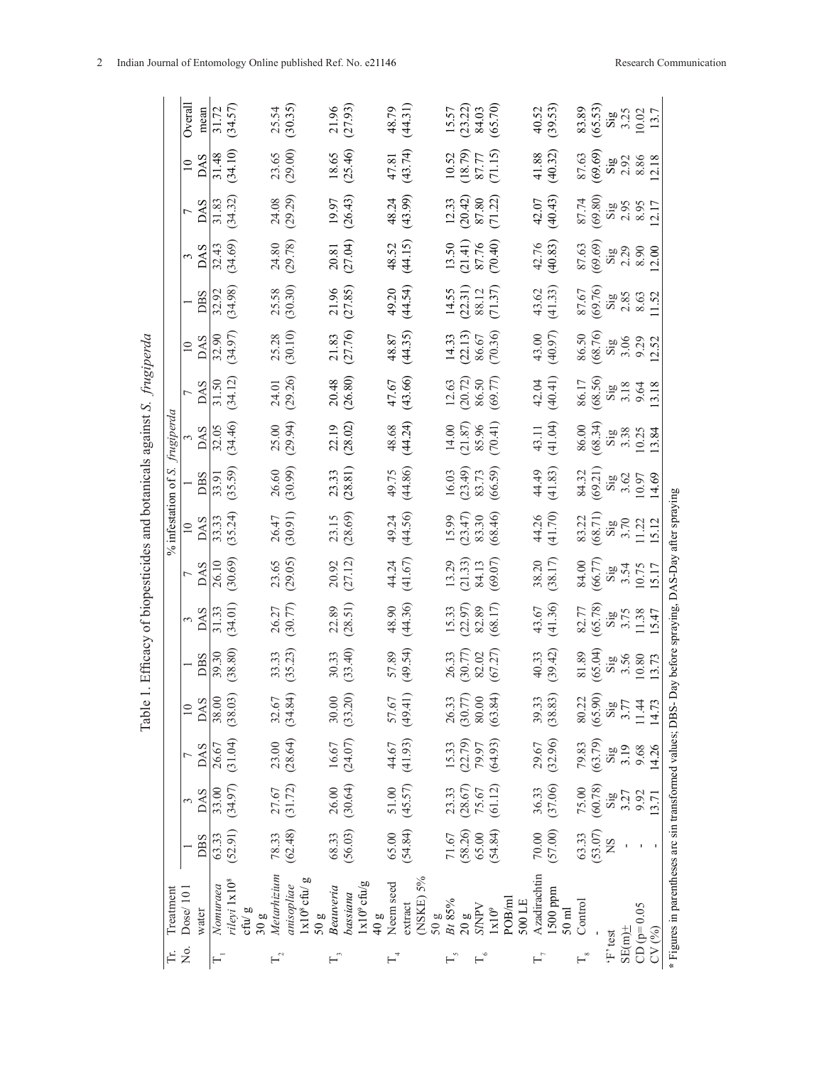Table 1. Efficacy of biopesticides and botanicals against *S. frugiperda*

| Tr. No. | Treatment Dose/ 10 l water | % infestation of *S. frugiperda* | | | | | | | | | | | | | | | |
|---|---|---|---|---|---|---|---|---|---|---|---|---|---|---|---|---|---|
| | | 1 DBS | 3 DAS | 7 DAS | 10 DAS | 1 DBS | 3 DAS | 7 DAS | 10 DAS | 1 DBS | 3 DAS | 7 DAS | 10 DAS | 1 DBS | 3 DAS | 7 DAS | 10 DAS | Overall mean |
| T1 | *Nomuraea rileyi* $1x10^8$ cfu/ g 30 g | 63.33 (52.91) | 33.00 (34.97) | 26.67 (31.04) | 38.00 (38.03) | 39.30 (38.80) | 31.33 (34.01) | 26.10 (30.69) | 33.33 (35.24) | 33.91 (35.59) | 32.05 (34.46) | 31.50 (34.12) | 32.90 (34.97) | 32.92 (34.98) | 32.43 (34.69) | 31.83 (34.32) | 31.48 (34.10) | 31.72 (34.57) |
| T2 | *Metarhizium anisopliae* $1x10^8$ cfu/ g 50 g | 78.33 (62.48) | 27.67 (31.72) | 23.00 (28.64) | 32.67 (34.84) | 33.33 (35.23) | 26.27 (30.77) | 23.65 (29.05) | 26.47 (30.91) | 26.60 (30.99) | 25.00 (29.94) | 24.01 (29.26) | 25.28 (30.10) | 25.58 (30.30) | 24.80 (29.78) | 24.08 (29.29) | 23.65 (29.00) | 25.54 (30.35) |
| T3 | *Beauveria bassiana* $1x10^9$ cfu/g 40 g | 68.33 (56.03) | 26.00 (30.64) | 16.67 (24.07) | 30.00 (33.20) | 30.33 (33.40) | 22.89 (28.51) | 20.92 (27.12) | 23.15 (28.69) | 23.33 (28.81) | 22.19 (28.02) | 20.48 (26.80) | 21.83 (27.76) | 21.96 (27.85) | 20.81 (27.04) | 19.97 (26.43) | 18.65 (25.46) | 21.96 (27.93) |
| T4 | Neem seed extract (NSKE) 5% 50 g | 65.00 (54.84) | 51.00 (45.57) | 44.67 (41.93) | 57.67 (49.41) | 57.89 (49.54) | 48.90 (44.36) | 44.24 (41.67) | 49.24 (44.56) | 49.75 (44.86) | 48.68 (44.24) | 47.67 (43.66) | 48.87 (44.35) | 49.20 (44.54) | 48.52 (44.15) | 48.24 (43.99) | 47.81 (43.74) | 48.79 (44.31) |
| T5 | *Bt* 85% 20 g | 71.67 (58.26) | 23.33 (28.67) | 15.33 (22.79) | 26.33 (30.77) | 26.33 (30.77) | 15.33 (22.97) | 13.29 (21.33) | 15.99 (23.47) | 16.03 (23.49) | 14.00 (21.87) | 12.63 (20.72) | 14.33 (22.13) | 14.55 (22.31) | 13.50 (21.41) | 12.33 (20.42) | 10.52 (18.79) | 15.57 (23.22) |
| T6 | *Sf*NPV $1x10^9$ POB/ml 500 LE | 65.00 (54.84) | 75.67 (61.12) | 79.97 (64.93) | 80.00 (63.84) | 82.02 (67.27) | 82.89 (68.17) | 84.13 (69.07) | 83.30 (68.46) | 83.73 (66.59) | 85.96 (70.41) | 86.50 (69.77) | 86.67 (70.36) | 88.12 (71.37) | 87.76 (70.40) | 87.80 (71.22) | 87.77 (71.15) | 84.03 (65.70) |
| T7 | Azadirachtin 1500 ppm 50 ml | 70.00 (57.00) | 36.33 (37.06) | 29.67 (32.96) | 39.33 (38.83) | 40.33 (39.42) | 43.67 (41.36) | 38.20 (38.17) | 44.26 (41.70) | 44.49 (41.83) | 43.11 (41.04) | 42.04 (40.41) | 43.00 (40.97) | 43.62 (41.33) | 42.76 (40.83) | 42.07 (40.43) | 41.88 (40.32) | 40.52 (39.53) |
| T8 | Control - | 63.33 (53.07) | 75.00 (60.78) | 79.83 (63.79) | 80.22 (65.90) | 81.89 (65.04) | 82.77 (65.78) | 84.00 (66.77) | 83.22 (68.71) | 84.32 (69.21) | 86.00 (68.34) | 86.17 (68.56) | 86.50 (68.76) | 87.67 (69.76) | 87.63 (69.69) | 87.74 (69.80) | 87.63 (69.69) | 83.89 (65.53) |
| 'F' test | | NS | Sig | Sig | Sig | Sig | Sig | Sig | Sig | Sig | Sig | Sig | Sig | Sig | Sig | Sig | Sig | Sig |
| SE(m)± | | - | 3.27 | 3.19 | 3.77 | 3.56 | 3.75 | 3.54 | 3.70 | 3.62 | 3.38 | 3.18 | 3.06 | 2.85 | 2.29 | 2.95 | 2.92 | 3.25 |
| CD (p= 0.05 | | - | 9.92 | 9.68 | 11.44 | 10.80 | 11.38 | 10.75 | 11.22 | 10.97 | 10.25 | 9.64 | 9.29 | 8.63 | 8.90 | 8.95 | 8.86 | 10.02 |
| CV (%) | | - | 13.71 | 14.26 | 14.73 | 13.73 | 15.47 | 15.17 | 15.12 | 14.69 | 13.84 | 13.18 | 12.52 | 11.52 | 12.00 | 12.17 | 12.18 | 13.7 |

* Figures in parentheses are sin transformed values; DBS- Day before spraying, DAS-Day after spraying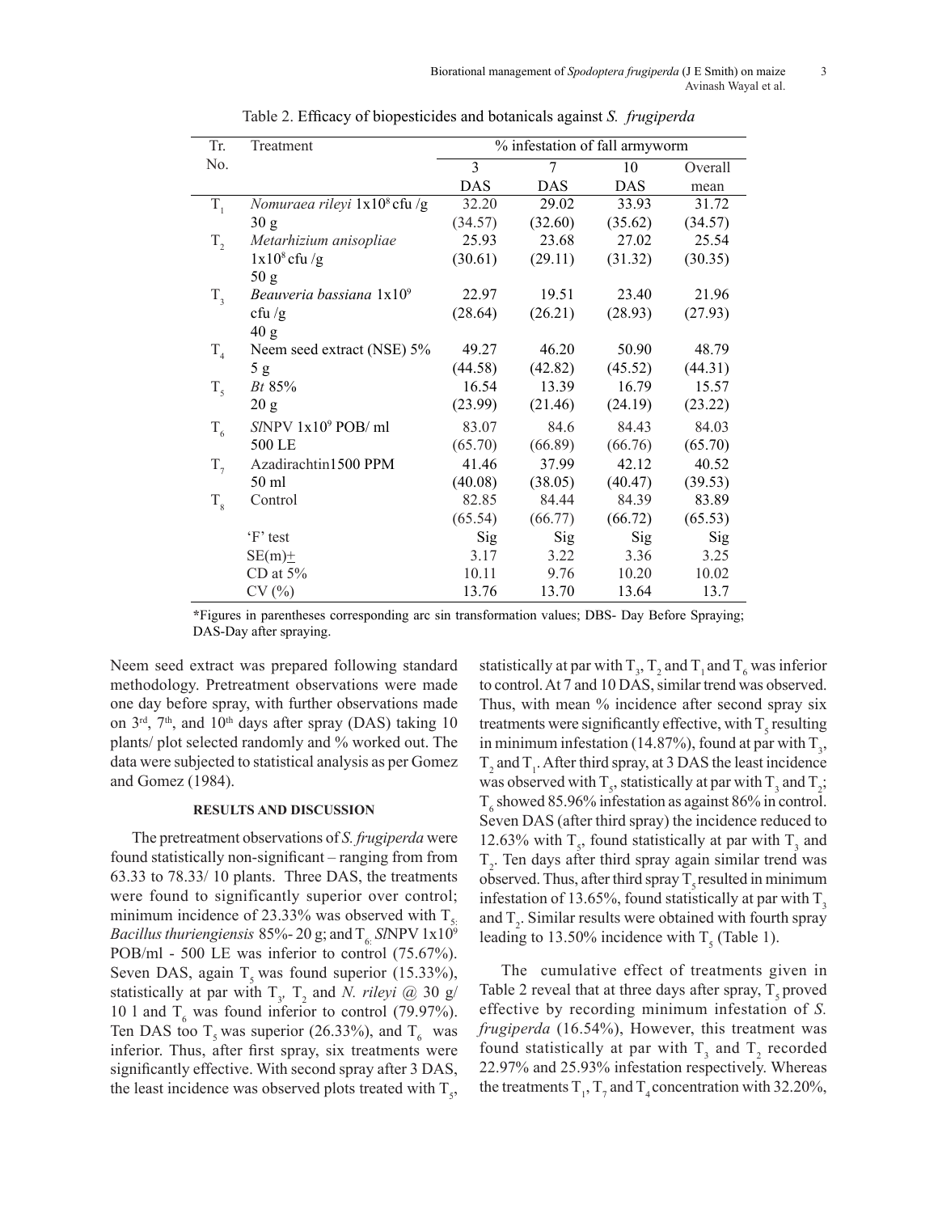Table 2. Efficacy of biopesticides and botanicals against *S. frugiperda*

| Tr. No. | Treatment | % infestation of fall armyworm | | | |
|---|---|---|---|---|---|
| | | 3 DAS | 7 DAS | 10 DAS | Overall mean |
| $T_1$ | *Nomuraea rileyi* $1x10^8$ cfu /g 30 g | 32.20 (34.57) | 29.02 (32.60) | 33.93 (35.62) | 31.72 (34.57) |
| $T_2$ | *Metarhizium anisopliae* $1x10^8$ cfu /g 50 g | 25.93 (30.61) | 23.68 (29.11) | 27.02 (31.32) | 25.54 (30.35) |
| $T_3$ | *Beauveria bassiana* $1x10^9$ cfu /g 40 g | 22.97 (28.64) | 19.51 (26.21) | 23.40 (28.93) | 21.96 (27.93) |
| $T_4$ | Neem seed extract (NSE) 5% 5 g | 49.27 (44.58) | 46.20 (42.82) | 50.90 (45.52) | 48.79 (44.31) |
| $T_5$ | *Bt* 85% 20 g | 16.54 (23.99) | 13.39 (21.46) | 16.79 (24.19) | 15.57 (23.22) |
| $T_6$ | *Sl*NPV $1x10^9$ POB/ ml 500 LE | 83.07 (65.70) | 84.6 (66.89) | 84.43 (66.76) | 84.03 (65.70) |
| $T_7$ | Azadirachtin1500 PPM 50 ml | 41.46 (40.08) | 37.99 (38.05) | 42.12 (40.47) | 40.52 (39.53) |
| $T_8$ | Control | 82.85 (65.54) | 84.44 (66.77) | 84.39 (66.72) | 83.89 (65.53) |
| | 'F' test | Sig | Sig | Sig | Sig |
| | SE(m)± | 3.17 | 3.22 | 3.36 | 3.25 |
| | CD at 5% | 10.11 | 9.76 | 10.20 | 10.02 |
| | CV (%) | 13.76 | 13.70 | 13.64 | 13.7 |

*Figures in parentheses corresponding arc sin transformation values; DBS- Day Before Spraying; DAS-Day after spraying.

Neem seed extract was prepared following standard methodology. Pretreatment observations were made one day before spray, with further observations made on 3rd, 7th, and 10th days after spray (DAS) taking 10 plants/ plot selected randomly and % worked out. The data were subjected to statistical analysis as per Gomez and Gomez (1984).

## RESULTS AND DISCUSSION

The pretreatment observations of *S. frugiperda* were found statistically non-significant – ranging from from 63.33 to 78.33/ 10 plants. Three DAS, the treatments were found to significantly superior over control; minimum incidence of 23.33% was observed with $T_5$: *Bacillus thuriengiensis* 85%- 20 g; and $T_6$: *Sl*NPV $1x10^9$ POB/ml - 500 LE was inferior to control (75.67%). Seven DAS, again $T_5$ was found superior (15.33%), statistically at par with $T_3$, $T_2$ and *N. rileyi* @ 30 g/ 10 l and $T_6$ was found inferior to control (79.97%). Ten DAS too $T_5$ was superior (26.33%), and $T_6$ was inferior. Thus, after first spray, six treatments were significantly effective. With second spray after 3 DAS, the least incidence was observed plots treated with $T_5$, statistically at par with $T_3$, $T_2$ and $T_1$ and $T_6$ was inferior to control. At 7 and 10 DAS, similar trend was observed. Thus, with mean % incidence after second spray six treatments were significantly effective, with $T_5$ resulting in minimum infestation (14.87%), found at par with $T_3$, $T_2$ and $T_1$. After third spray, at 3 DAS the least incidence was observed with $T_5$, statistically at par with $T_3$ and $T_2$; $T_6$ showed 85.96% infestation as against 86% in control. Seven DAS (after third spray) the incidence reduced to 12.63% with $T_5$, found statistically at par with $T_3$ and $T_2$. Ten days after third spray again similar trend was observed. Thus, after third spray $T_5$ resulted in minimum infestation of 13.65%, found statistically at par with $T_3$ and $T_2$. Similar results were obtained with fourth spray leading to 13.50% incidence with $T_5$ (Table 1).

The cumulative effect of treatments given in Table 2 reveal that at three days after spray, $T_5$ proved effective by recording minimum infestation of *S. frugiperda* (16.54%), However, this treatment was found statistically at par with $T_3$ and $T_2$ recorded 22.97% and 25.93% infestation respectively. Whereas the treatments $T_1$, $T_7$ and $T_4$ concentration with 32.20%,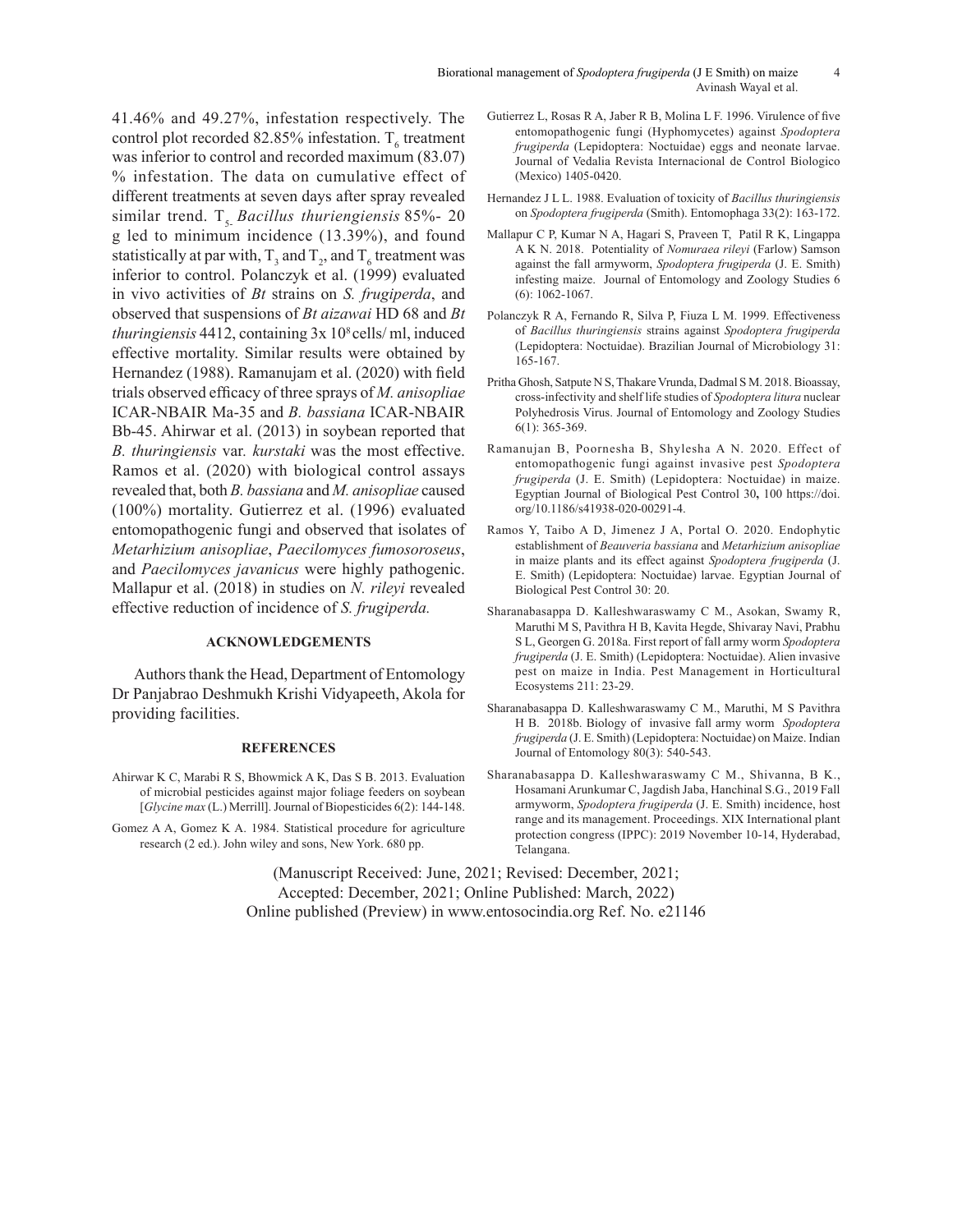41.46% and 49.27%, infestation respectively. The control plot recorded 82.85% infestation. $T_6$ treatment was inferior to control and recorded maximum (83.07) % infestation. The data on cumulative effect of different treatments at seven days after spray revealed similar trend. $T_5$ *Bacillus thuriengiensis* 85%- 20 g led to minimum incidence (13.39%), and found statistically at par with, $T_3$ and $T_2$, and $T_6$ treatment was inferior to control. Polanczyk et al. (1999) evaluated in vivo activities of *Bt* strains on *S. frugiperda*, and observed that suspensions of *Bt aizawai* HD 68 and *Bt thuringiensis* 4412, containing 3x $10^8$ cells/ ml, induced effective mortality. Similar results were obtained by Hernandez (1988). Ramanujam et al. (2020) with field trials observed efficacy of three sprays of *M. anisopliae* ICAR-NBAIR Ma-35 and *B. bassiana* ICAR-NBAIR Bb-45. Ahirwar et al. (2013) in soybean reported that *B. thuringiensis* var. *kurstaki* was the most effective. Ramos et al. (2020) with biological control assays revealed that, both *B. bassiana* and *M. anisopliae* caused (100%) mortality. Gutierrez et al. (1996) evaluated entomopathogenic fungi and observed that isolates of *Metarhizium anisopliae*, *Paecilomyces fumosoroseus*, and *Paecilomyces javanicus* were highly pathogenic. Mallapur et al. (2018) in studies on *N. rileyi* revealed effective reduction of incidence of *S. frugiperda.*

## ACKNOWLEDGEMENTS

Authors thank the Head, Department of Entomology Dr Panjabrao Deshmukh Krishi Vidyapeeth, Akola for providing facilities.

## REFERENCES

Ahirwar K C, Marabi R S, Bhowmick A K, Das S B. 2013. Evaluation of microbial pesticides against major foliage feeders on soybean [*Glycine max* (L.) Merrill]. Journal of Biopesticides 6(2): 144-148.

Gomez A A, Gomez K A. 1984. Statistical procedure for agriculture research (2 ed.). John wiley and sons, New York. 680 pp.

Gutierrez L, Rosas R A, Jaber R B, Molina L F. 1996. Virulence of five entomopathogenic fungi (Hyphomycetes) against *Spodoptera frugiperda* (Lepidoptera: Noctuidae) eggs and neonate larvae. Journal of Vedalia Revista Internacional de Control Biologico (Mexico) 1405-0420.

Hernandez J L L. 1988. Evaluation of toxicity of *Bacillus thuringiensis* on *Spodoptera frugiperda* (Smith). Entomophaga 33(2): 163-172.

Mallapur C P, Kumar N A, Hagari S, Praveen T, Patil R K, Lingappa A K N. 2018. Potentiality of *Nomuraea rileyi* (Farlow) Samson against the fall armyworm, *Spodoptera frugiperda* (J. E. Smith) infesting maize. Journal of Entomology and Zoology Studies 6 (6): 1062-1067.

Polanczyk R A, Fernando R, Silva P, Fiuza L M. 1999. Effectiveness of *Bacillus thuringiensis* strains against *Spodoptera frugiperda* (Lepidoptera: Noctuidae). Brazilian Journal of Microbiology 31: 165-167.

Pritha Ghosh, Satpute N S, Thakare Vrunda, Dadmal S M. 2018. Bioassay, cross-infectivity and shelf life studies of *Spodoptera litura* nuclear Polyhedrosis Virus. Journal of Entomology and Zoology Studies 6(1): 365-369.

Ramanujan B, Poornesha B, Shylesha A N. 2020. Effect of entomopathogenic fungi against invasive pest *Spodoptera frugiperda* (J. E. Smith) (Lepidoptera: Noctuidae) in maize. Egyptian Journal of Biological Pest Control 30**,** 100 https://doi.org/10.1186/s41938-020-00291-4.

Ramos Y, Taibo A D, Jimenez J A, Portal O. 2020. Endophytic establishment of *Beauveria bassiana* and *Metarhizium anisopliae* in maize plants and its effect against *Spodoptera frugiperda* (J. E. Smith) (Lepidoptera: Noctuidae) larvae. Egyptian Journal of Biological Pest Control 30: 20.

Sharanabasappa D. Kalleshwaraswamy C M., Asokan, Swamy R, Maruthi M S, Pavithra H B, Kavita Hegde, Shivaray Navi, Prabhu S L, Georgen G. 2018a. First report of fall army worm *Spodoptera frugiperda* (J. E. Smith) (Lepidoptera: Noctuidae). Alien invasive pest on maize in India. Pest Management in Horticultural Ecosystems 211: 23-29.

Sharanabasappa D. Kalleshwaraswamy C M., Maruthi, M S Pavithra H B. 2018b. Biology of invasive fall army worm *Spodoptera frugiperda* (J. E. Smith) (Lepidoptera: Noctuidae) on Maize. Indian Journal of Entomology 80(3): 540-543.

Sharanabasappa D. Kalleshwaraswamy C M., Shivanna, B K., Hosamani Arunkumar C, Jagdish Jaba, Hanchinal S.G., 2019 Fall armyworm, *Spodoptera frugiperda* (J. E. Smith) incidence, host range and its management. Proceedings. XIX International plant protection congress (IPPC): 2019 November 10-14, Hyderabad, Telangana.

(Manuscript Received: June, 2021; Revised: December, 2021; Accepted: December, 2021; Online Published: March, 2022)
Online published (Preview) in www.entosocindia.org Ref. No. e21146